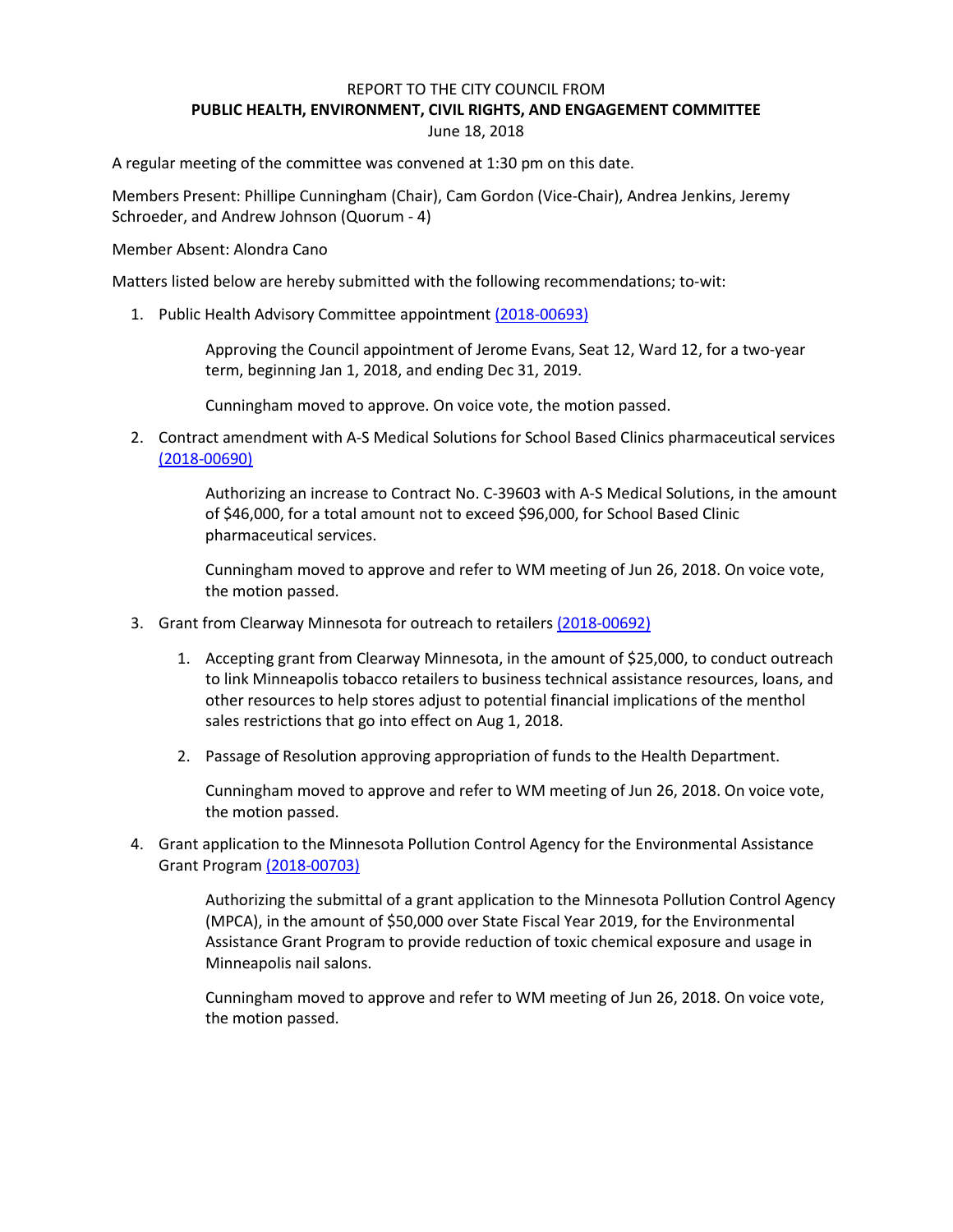REPORT TO THE CITY COUNCIL FROM

**PUBLIC HEALTH, ENVIRONMENT, CIVIL RIGHTS, AND ENGAGEMENT COMMITTEE**

June 18, 2018

A regular meeting of the committee was convened at 1:30 pm on this date.

Members Present: Phillipe Cunningham (Chair), Cam Gordon (Vice-Chair), Andrea Jenkins, Jeremy Schroeder, and Andrew Johnson (Quorum - 4)

Member Absent: Alondra Cano

Matters listed below are hereby submitted with the following recommendations; to-wit:

1. Public Health Advisory Committee appointment (2018-00693)

   Approving the Council appointment of Jerome Evans, Seat 12, Ward 12, for a two-year term, beginning Jan 1, 2018, and ending Dec 31, 2019.

   Cunningham moved to approve. On voice vote, the motion passed.

2. Contract amendment with A-S Medical Solutions for School Based Clinics pharmaceutical services (2018-00690)

   Authorizing an increase to Contract No. C-39603 with A-S Medical Solutions, in the amount of $46,000, for a total amount not to exceed $96,000, for School Based Clinic pharmaceutical services.

   Cunningham moved to approve and refer to WM meeting of Jun 26, 2018. On voice vote, the motion passed.

3. Grant from Clearway Minnesota for outreach to retailers (2018-00692)

   1. Accepting grant from Clearway Minnesota, in the amount of $25,000, to conduct outreach to link Minneapolis tobacco retailers to business technical assistance resources, loans, and other resources to help stores adjust to potential financial implications of the menthol sales restrictions that go into effect on Aug 1, 2018.
   2. Passage of Resolution approving appropriation of funds to the Health Department.

   Cunningham moved to approve and refer to WM meeting of Jun 26, 2018. On voice vote, the motion passed.

4. Grant application to the Minnesota Pollution Control Agency for the Environmental Assistance Grant Program (2018-00703)

   Authorizing the submittal of a grant application to the Minnesota Pollution Control Agency (MPCA), in the amount of $50,000 over State Fiscal Year 2019, for the Environmental Assistance Grant Program to provide reduction of toxic chemical exposure and usage in Minneapolis nail salons.

   Cunningham moved to approve and refer to WM meeting of Jun 26, 2018. On voice vote, the motion passed.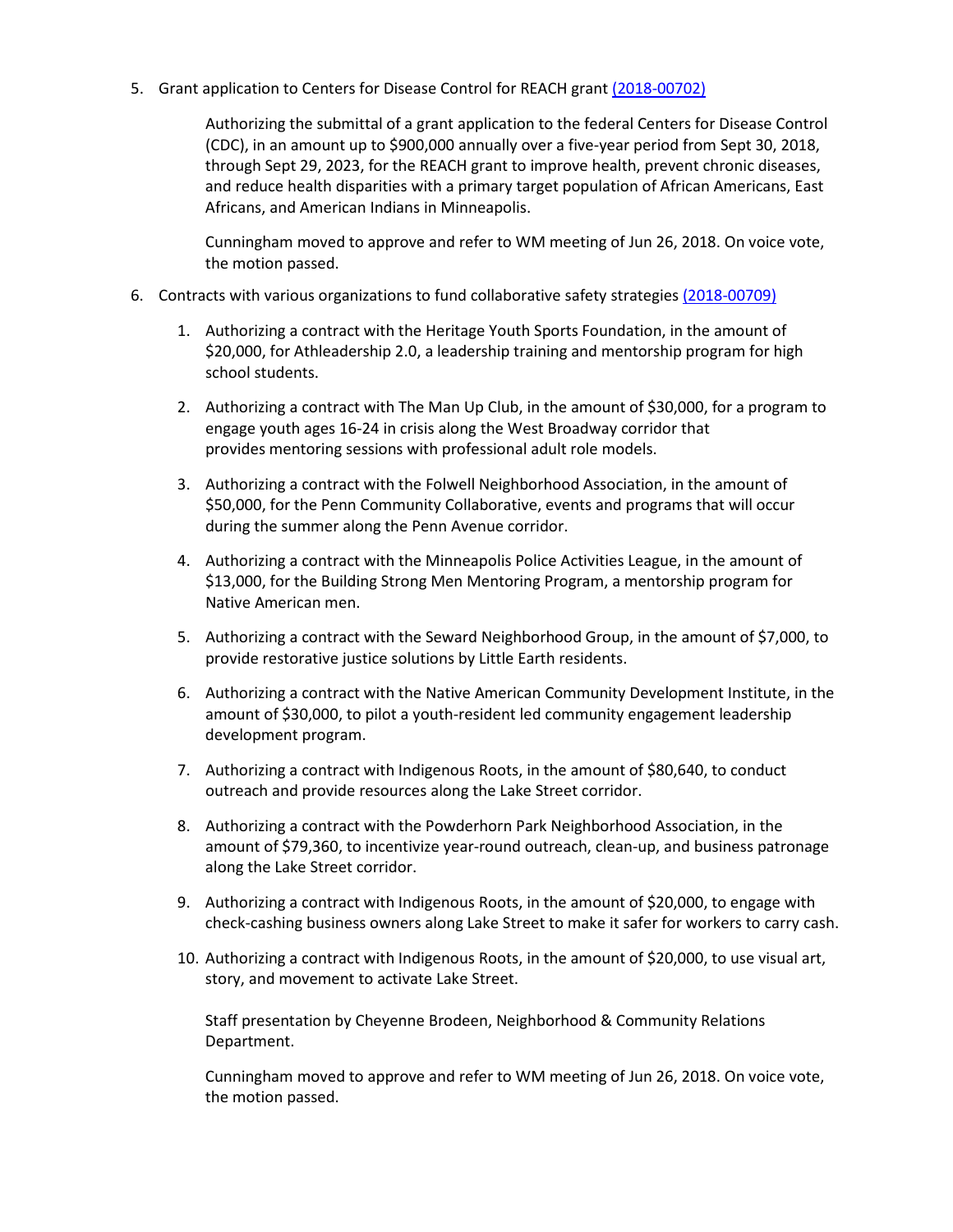5. Grant application to Centers for Disease Control for REACH grant [(2018-00702)]()

   Authorizing the submittal of a grant application to the federal Centers for Disease Control (CDC), in an amount up to $900,000 annually over a five-year period from Sept 30, 2018, through Sept 29, 2023, for the REACH grant to improve health, prevent chronic diseases, and reduce health disparities with a primary target population of African Americans, East Africans, and American Indians in Minneapolis.

   Cunningham moved to approve and refer to WM meeting of Jun 26, 2018. On voice vote, the motion passed.

6. Contracts with various organizations to fund collaborative safety strategies [(2018-00709)]()

   1. Authorizing a contract with the Heritage Youth Sports Foundation, in the amount of $20,000, for Athleadership 2.0, a leadership training and mentorship program for high school students.

   2. Authorizing a contract with The Man Up Club, in the amount of $30,000, for a program to engage youth ages 16-24 in crisis along the West Broadway corridor that provides mentoring sessions with professional adult role models.

   3. Authorizing a contract with the Folwell Neighborhood Association, in the amount of $50,000, for the Penn Community Collaborative, events and programs that will occur during the summer along the Penn Avenue corridor.

   4. Authorizing a contract with the Minneapolis Police Activities League, in the amount of $13,000, for the Building Strong Men Mentoring Program, a mentorship program for Native American men.

   5. Authorizing a contract with the Seward Neighborhood Group, in the amount of $7,000, to provide restorative justice solutions by Little Earth residents.

   6. Authorizing a contract with the Native American Community Development Institute, in the amount of $30,000, to pilot a youth-resident led community engagement leadership development program.

   7. Authorizing a contract with Indigenous Roots, in the amount of $80,640, to conduct outreach and provide resources along the Lake Street corridor.

   8. Authorizing a contract with the Powderhorn Park Neighborhood Association, in the amount of $79,360, to incentivize year-round outreach, clean-up, and business patronage along the Lake Street corridor.

   9. Authorizing a contract with Indigenous Roots, in the amount of $20,000, to engage with check-cashing business owners along Lake Street to make it safer for workers to carry cash.

   10. Authorizing a contract with Indigenous Roots, in the amount of $20,000, to use visual art, story, and movement to activate Lake Street.

   Staff presentation by Cheyenne Brodeen, Neighborhood & Community Relations Department.

   Cunningham moved to approve and refer to WM meeting of Jun 26, 2018. On voice vote, the motion passed.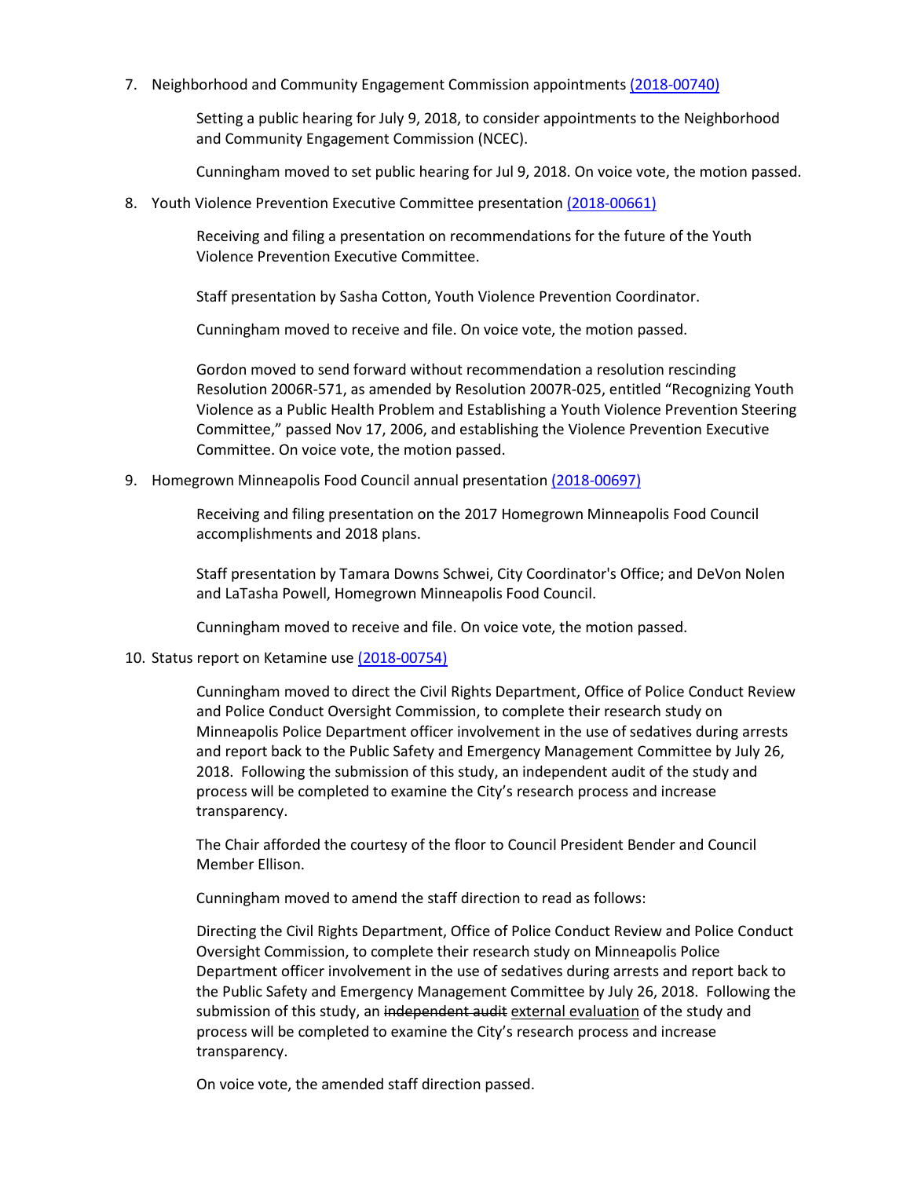7. Neighborhood and Community Engagement Commission appointments (2018-00740)

   Setting a public hearing for July 9, 2018, to consider appointments to the Neighborhood and Community Engagement Commission (NCEC).

   Cunningham moved to set public hearing for Jul 9, 2018. On voice vote, the motion passed.

8. Youth Violence Prevention Executive Committee presentation (2018-00661)

   Receiving and filing a presentation on recommendations for the future of the Youth Violence Prevention Executive Committee.

   Staff presentation by Sasha Cotton, Youth Violence Prevention Coordinator.

   Cunningham moved to receive and file. On voice vote, the motion passed.

   Gordon moved to send forward without recommendation a resolution rescinding Resolution 2006R-571, as amended by Resolution 2007R-025, entitled "Recognizing Youth Violence as a Public Health Problem and Establishing a Youth Violence Prevention Steering Committee," passed Nov 17, 2006, and establishing the Violence Prevention Executive Committee. On voice vote, the motion passed.

9. Homegrown Minneapolis Food Council annual presentation (2018-00697)

   Receiving and filing presentation on the 2017 Homegrown Minneapolis Food Council accomplishments and 2018 plans.

   Staff presentation by Tamara Downs Schwei, City Coordinator's Office; and DeVon Nolen and LaTasha Powell, Homegrown Minneapolis Food Council.

   Cunningham moved to receive and file. On voice vote, the motion passed.

10. Status report on Ketamine use (2018-00754)

    Cunningham moved to direct the Civil Rights Department, Office of Police Conduct Review and Police Conduct Oversight Commission, to complete their research study on Minneapolis Police Department officer involvement in the use of sedatives during arrests and report back to the Public Safety and Emergency Management Committee by July 26, 2018. Following the submission of this study, an independent audit of the study and process will be completed to examine the City's research process and increase transparency.

    The Chair afforded the courtesy of the floor to Council President Bender and Council Member Ellison.

    Cunningham moved to amend the staff direction to read as follows:

    Directing the Civil Rights Department, Office of Police Conduct Review and Police Conduct Oversight Commission, to complete their research study on Minneapolis Police Department officer involvement in the use of sedatives during arrests and report back to the Public Safety and Emergency Management Committee by July 26, 2018. Following the submission of this study, an ~~independent audit~~ <u>external evaluation</u> of the study and process will be completed to examine the City's research process and increase transparency.

    On voice vote, the amended staff direction passed.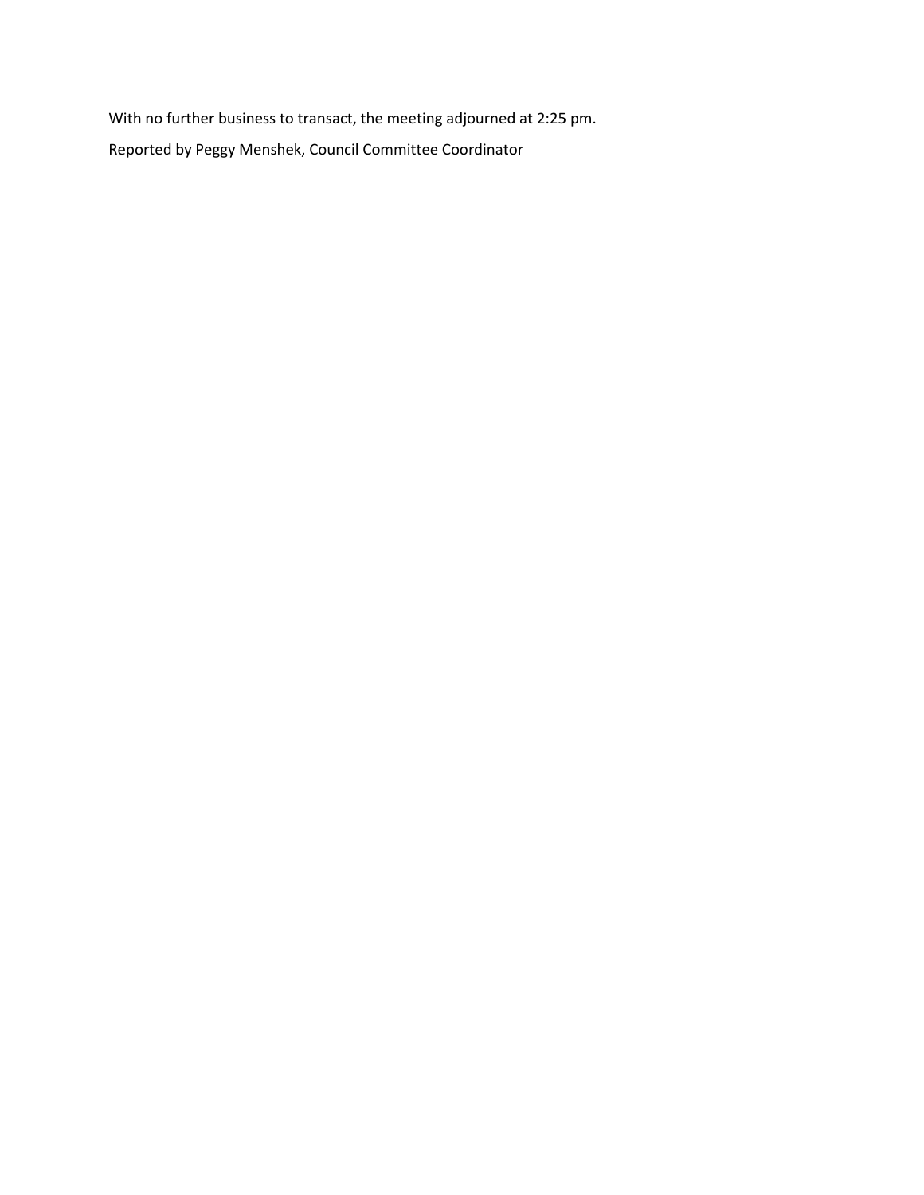With no further business to transact, the meeting adjourned at 2:25 pm.

Reported by Peggy Menshek, Council Committee Coordinator